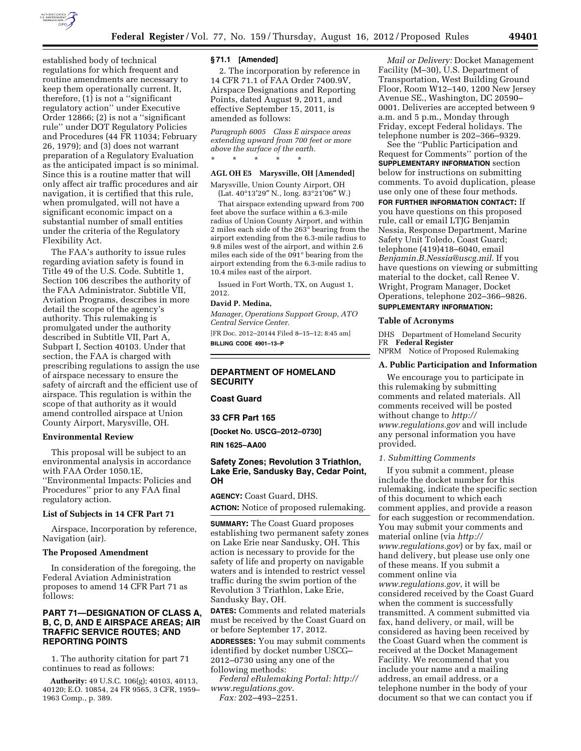established body of technical regulations for which frequent and routine amendments are necessary to keep them operationally current. It, therefore, (1) is not a ''significant regulatory action'' under Executive Order 12866; (2) is not a ''significant rule'' under DOT Regulatory Policies and Procedures (44 FR 11034; February 26, 1979); and (3) does not warrant preparation of a Regulatory Evaluation as the anticipated impact is so minimal. Since this is a routine matter that will only affect air traffic procedures and air navigation, it is certified that this rule, when promulgated, will not have a significant economic impact on a substantial number of small entities under the criteria of the Regulatory Flexibility Act.

The FAA's authority to issue rules regarding aviation safety is found in Title 49 of the U.S. Code. Subtitle 1, Section 106 describes the authority of the FAA Administrator. Subtitle VII, Aviation Programs, describes in more detail the scope of the agency's authority. This rulemaking is promulgated under the authority described in Subtitle VII, Part A, Subpart I, Section 40103. Under that section, the FAA is charged with prescribing regulations to assign the use of airspace necessary to ensure the safety of aircraft and the efficient use of airspace. This regulation is within the scope of that authority as it would amend controlled airspace at Union County Airport, Marysville, OH.

### Environmental Review

This proposal will be subject to an environmental analysis in accordance with FAA Order 1050.1E, ''Environmental Impacts: Policies and Procedures'' prior to any FAA final regulatory action.

### List of Subjects in 14 CFR Part 71

Airspace, Incorporation by reference, Navigation (air).

### The Proposed Amendment

In consideration of the foregoing, the Federal Aviation Administration proposes to amend 14 CFR Part 71 as follows:

## PART 71—DESIGNATION OF CLASS A, B, C, D, AND E AIRSPACE AREAS; AIR TRAFFIC SERVICE ROUTES; AND REPORTING POINTS

1. The authority citation for part 71 continues to read as follows:

**Authority:** 49 U.S.C. 106(g); 40103, 40113, 40120; E.O. 10854, 24 FR 9565, 3 CFR, 1959–1963 Comp., p. 389.

### § 71.1 [Amended]

2. The incorporation by reference in 14 CFR 71.1 of FAA Order 7400.9V, Airspace Designations and Reporting Points, dated August 9, 2011, and effective September 15, 2011, is amended as follows:

*Paragraph 6005 Class E airspace areas extending upward from 700 feet or more above the surface of the earth.*

\* \* \* \* \*

**AGL OH E5 Marysville, OH [Amended]**

Marysville, Union County Airport, OH
(Lat. 40°13′29″ N., long. 83°21′06″ W.)

That airspace extending upward from 700 feet above the surface within a 6.3-mile radius of Union County Airport, and within 2 miles each side of the 263° bearing from the airport extending from the 6.3-mile radius to 9.8 miles west of the airport, and within 2.6 miles each side of the 091° bearing from the airport extending from the 6.3-mile radius to 10.4 miles east of the airport.

Issued in Fort Worth, TX, on August 1, 2012.

**David P. Medina,**

*Manager, Operations Support Group, ATO Central Service Center.*

[FR Doc. 2012–20144 Filed 8–15–12; 8:45 am]

**BILLING CODE 4901–13–P**

---

## DEPARTMENT OF HOMELAND SECURITY

### Coast Guard

### 33 CFR Part 165

**[Docket No. USCG–2012–0730]**

**RIN 1625–AA00**

## Safety Zones; Revolution 3 Triathlon, Lake Erie, Sandusky Bay, Cedar Point, OH

**AGENCY:** Coast Guard, DHS.

**ACTION:** Notice of proposed rulemaking.

**SUMMARY:** The Coast Guard proposes establishing two permanent safety zones on Lake Erie near Sandusky, OH. This action is necessary to provide for the safety of life and property on navigable waters and is intended to restrict vessel traffic during the swim portion of the Revolution 3 Triathlon, Lake Erie, Sandusky Bay, OH.

**DATES:** Comments and related materials must be received by the Coast Guard on or before September 17, 2012.

**ADDRESSES:** You may submit comments identified by docket number USCG–2012–0730 using any one of the following methods:

*Federal eRulemaking Portal: http://www.regulations.gov*.

*Fax:* 202–493–2251.

*Mail or Delivery:* Docket Management Facility (M–30), U.S. Department of Transportation, West Building Ground Floor, Room W12–140, 1200 New Jersey Avenue SE., Washington, DC 20590–0001. Deliveries are accepted between 9 a.m. and 5 p.m., Monday through Friday, except Federal holidays. The telephone number is 202–366–9329.

See the ''Public Participation and Request for Comments'' portion of the **SUPPLEMENTARY INFORMATION** section below for instructions on submitting comments. To avoid duplication, please use only one of these four methods.

**FOR FURTHER INFORMATION CONTACT:** If you have questions on this proposed rule, call or email LTJG Benjamin Nessia, Response Department, Marine Safety Unit Toledo, Coast Guard; telephone (419)418–6040, email *Benjamin.B.Nessia@uscg.mil*. If you have questions on viewing or submitting material to the docket, call Renee V. Wright, Program Manager, Docket Operations, telephone 202–366–9826.

**SUPPLEMENTARY INFORMATION:**

### Table of Acronyms

DHS Department of Homeland Security
FR **Federal Register**
NPRM Notice of Proposed Rulemaking

### A. Public Participation and Information

We encourage you to participate in this rulemaking by submitting comments and related materials. All comments received will be posted without change to *http://www.regulations.gov* and will include any personal information you have provided.

#### *1. Submitting Comments*

If you submit a comment, please include the docket number for this rulemaking, indicate the specific section of this document to which each comment applies, and provide a reason for each suggestion or recommendation. You may submit your comments and material online (via *http://www.regulations.gov*) or by fax, mail or hand delivery, but please use only one of these means. If you submit a comment online via *www.regulations.gov*, it will be considered received by the Coast Guard when the comment is successfully transmitted. A comment submitted via fax, hand delivery, or mail, will be considered as having been received by the Coast Guard when the comment is received at the Docket Management Facility. We recommend that you include your name and a mailing address, an email address, or a telephone number in the body of your document so that we can contact you if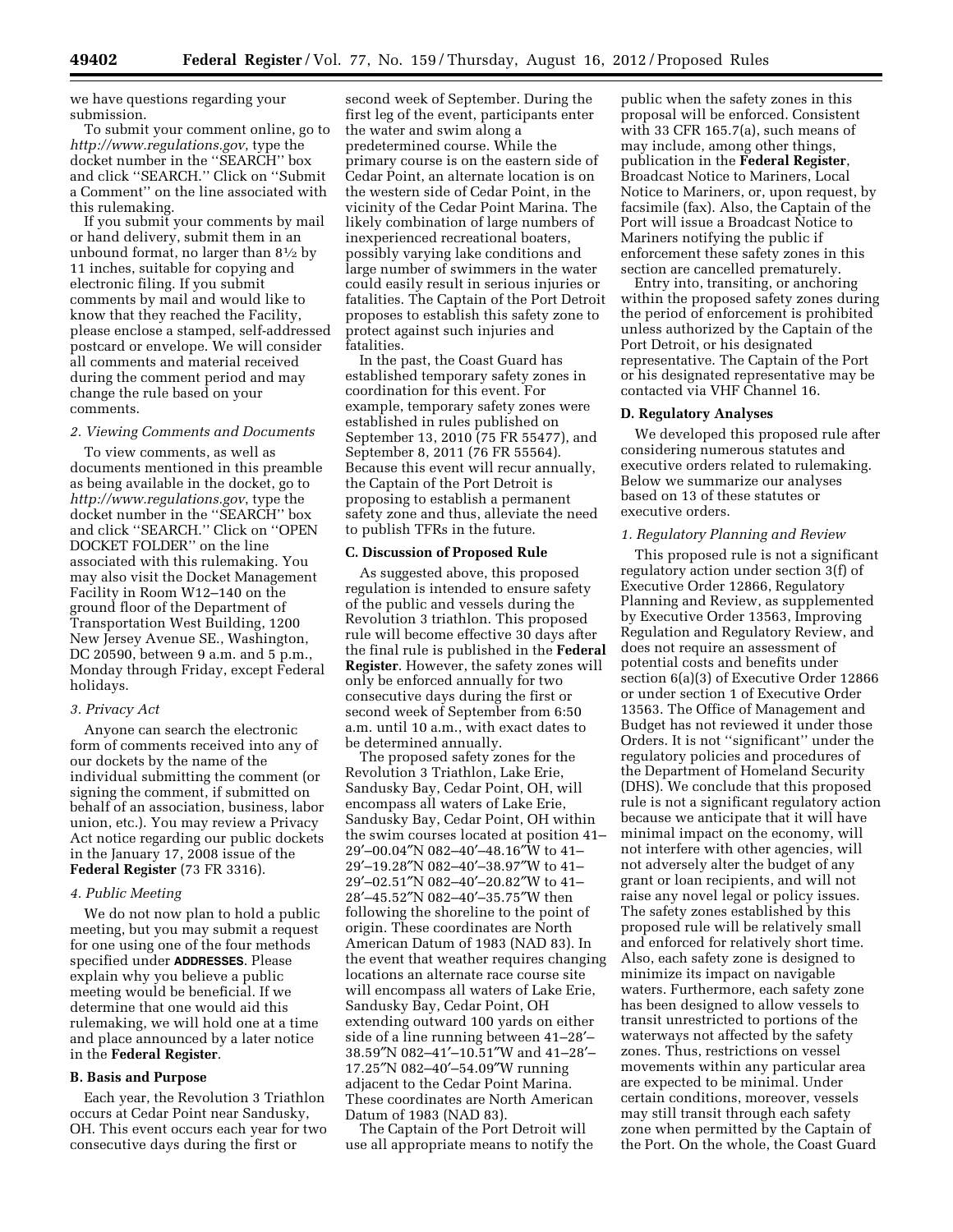we have questions regarding your submission.

To submit your comment online, go to *http://www.regulations.gov*, type the docket number in the ''SEARCH'' box and click ''SEARCH.'' Click on ''Submit a Comment'' on the line associated with this rulemaking.

If you submit your comments by mail or hand delivery, submit them in an unbound format, no larger than 8½ by 11 inches, suitable for copying and electronic filing. If you submit comments by mail and would like to know that they reached the Facility, please enclose a stamped, self-addressed postcard or envelope. We will consider all comments and material received during the comment period and may change the rule based on your comments.

*2. Viewing Comments and Documents*

To view comments, as well as documents mentioned in this preamble as being available in the docket, go to *http://www.regulations.gov*, type the docket number in the ''SEARCH'' box and click ''SEARCH.'' Click on ''OPEN DOCKET FOLDER'' on the line associated with this rulemaking. You may also visit the Docket Management Facility in Room W12–140 on the ground floor of the Department of Transportation West Building, 1200 New Jersey Avenue SE., Washington, DC 20590, between 9 a.m. and 5 p.m., Monday through Friday, except Federal holidays.

*3. Privacy Act*

Anyone can search the electronic form of comments received into any of our dockets by the name of the individual submitting the comment (or signing the comment, if submitted on behalf of an association, business, labor union, etc.). You may review a Privacy Act notice regarding our public dockets in the January 17, 2008 issue of the **Federal Register** (73 FR 3316).

*4. Public Meeting*

We do not now plan to hold a public meeting, but you may submit a request for one using one of the four methods specified under **ADDRESSES**. Please explain why you believe a public meeting would be beneficial. If we determine that one would aid this rulemaking, we will hold one at a time and place announced by a later notice in the **Federal Register**.

## B. Basis and Purpose

Each year, the Revolution 3 Triathlon occurs at Cedar Point near Sandusky, OH. This event occurs each year for two consecutive days during the first or second week of September. During the first leg of the event, participants enter the water and swim along a predetermined course. While the primary course is on the eastern side of Cedar Point, an alternate location is on the western side of Cedar Point, in the vicinity of the Cedar Point Marina. The likely combination of large numbers of inexperienced recreational boaters, possibly varying lake conditions and large number of swimmers in the water could easily result in serious injuries or fatalities. The Captain of the Port Detroit proposes to establish this safety zone to protect against such injuries and fatalities.

In the past, the Coast Guard has established temporary safety zones in coordination for this event. For example, temporary safety zones were established in rules published on September 13, 2010 (75 FR 55477), and September 8, 2011 (76 FR 55564). Because this event will recur annually, the Captain of the Port Detroit is proposing to establish a permanent safety zone and thus, alleviate the need to publish TFRs in the future.

## C. Discussion of Proposed Rule

As suggested above, this proposed regulation is intended to ensure safety of the public and vessels during the Revolution 3 triathlon. This proposed rule will become effective 30 days after the final rule is published in the **Federal Register**. However, the safety zones will only be enforced annually for two consecutive days during the first or second week of September from 6:50 a.m. until 10 a.m., with exact dates to be determined annually.

The proposed safety zones for the Revolution 3 Triathlon, Lake Erie, Sandusky Bay, Cedar Point, OH, will encompass all waters of Lake Erie, Sandusky Bay, Cedar Point, OH within the swim courses located at position 41–29′–00.04″N 082–40′–48.16″W to 41–29′–19.28″N 082–40′–38.97″W to 41–29′–02.51″N 082–40′–20.82″W to 41–28′–45.52″N 082–40′–35.75″W then following the shoreline to the point of origin. These coordinates are North American Datum of 1983 (NAD 83). In the event that weather requires changing locations an alternate race course site will encompass all waters of Lake Erie, Sandusky Bay, Cedar Point, OH extending outward 100 yards on either side of a line running between 41–28′–38.59″N 082–41′–10.51″W and 41–28′–17.25″N 082–40′–54.09″W running adjacent to the Cedar Point Marina. These coordinates are North American Datum of 1983 (NAD 83).

The Captain of the Port Detroit will use all appropriate means to notify the public when the safety zones in this proposal will be enforced. Consistent with 33 CFR 165.7(a), such means of may include, among other things, publication in the **Federal Register**, Broadcast Notice to Mariners, Local Notice to Mariners, or, upon request, by facsimile (fax). Also, the Captain of the Port will issue a Broadcast Notice to Mariners notifying the public if enforcement these safety zones in this section are cancelled prematurely.

Entry into, transiting, or anchoring within the proposed safety zones during the period of enforcement is prohibited unless authorized by the Captain of the Port Detroit, or his designated representative. The Captain of the Port or his designated representative may be contacted via VHF Channel 16.

## D. Regulatory Analyses

We developed this proposed rule after considering numerous statutes and executive orders related to rulemaking. Below we summarize our analyses based on 13 of these statutes or executive orders.

*1. Regulatory Planning and Review*

This proposed rule is not a significant regulatory action under section 3(f) of Executive Order 12866, Regulatory Planning and Review, as supplemented by Executive Order 13563, Improving Regulation and Regulatory Review, and does not require an assessment of potential costs and benefits under section 6(a)(3) of Executive Order 12866 or under section 1 of Executive Order 13563. The Office of Management and Budget has not reviewed it under those Orders. It is not ''significant'' under the regulatory policies and procedures of the Department of Homeland Security (DHS). We conclude that this proposed rule is not a significant regulatory action because we anticipate that it will have minimal impact on the economy, will not interfere with other agencies, will not adversely alter the budget of any grant or loan recipients, and will not raise any novel legal or policy issues. The safety zones established by this proposed rule will be relatively small and enforced for relatively short time. Also, each safety zone is designed to minimize its impact on navigable waters. Furthermore, each safety zone has been designed to allow vessels to transit unrestricted to portions of the waterways not affected by the safety zones. Thus, restrictions on vessel movements within any particular area are expected to be minimal. Under certain conditions, moreover, vessels may still transit through each safety zone when permitted by the Captain of the Port. On the whole, the Coast Guard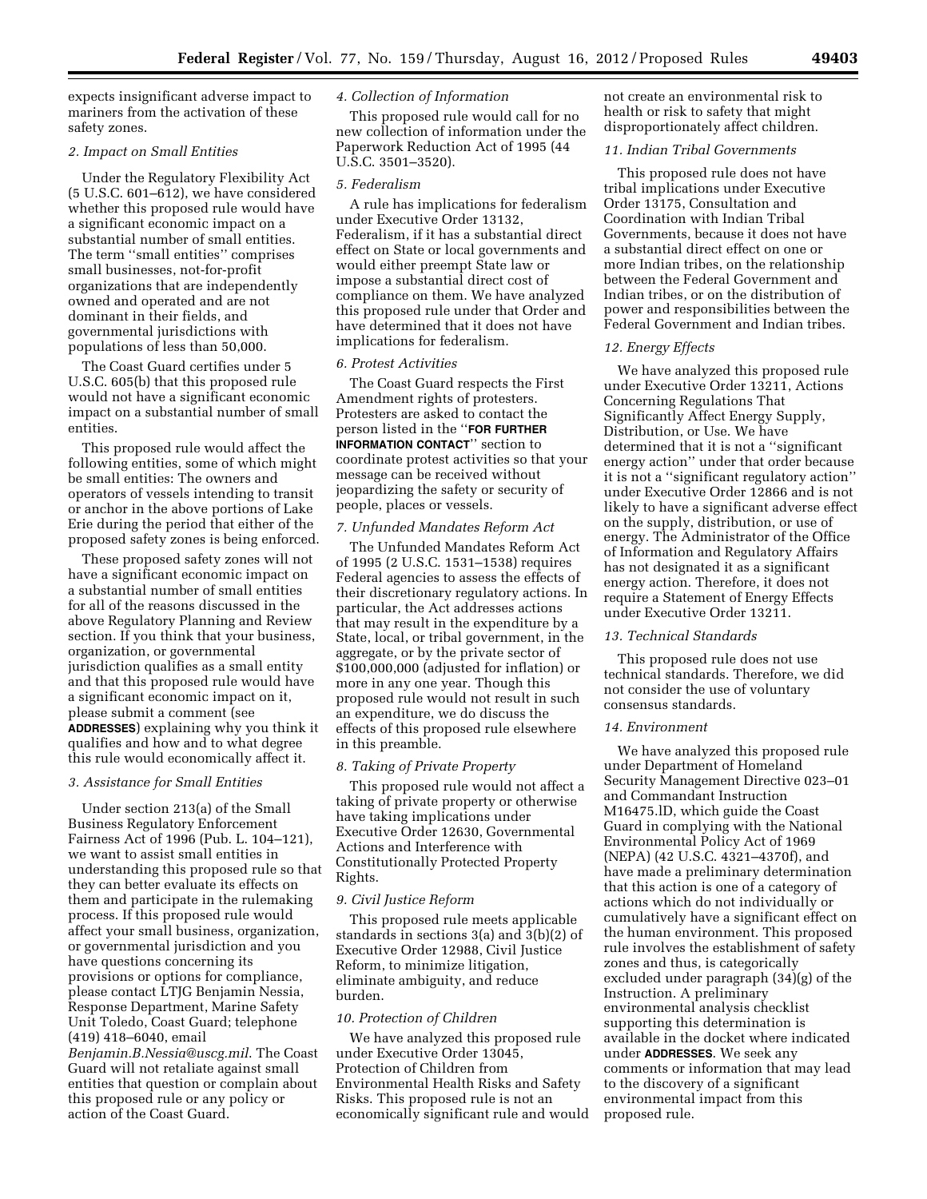expects insignificant adverse impact to mariners from the activation of these safety zones.

### *2. Impact on Small Entities*

Under the Regulatory Flexibility Act (5 U.S.C. 601–612), we have considered whether this proposed rule would have a significant economic impact on a substantial number of small entities. The term ''small entities'' comprises small businesses, not-for-profit organizations that are independently owned and operated and are not dominant in their fields, and governmental jurisdictions with populations of less than 50,000.

The Coast Guard certifies under 5 U.S.C. 605(b) that this proposed rule would not have a significant economic impact on a substantial number of small entities.

This proposed rule would affect the following entities, some of which might be small entities: The owners and operators of vessels intending to transit or anchor in the above portions of Lake Erie during the period that either of the proposed safety zones is being enforced.

These proposed safety zones will not have a significant economic impact on a substantial number of small entities for all of the reasons discussed in the above Regulatory Planning and Review section. If you think that your business, organization, or governmental jurisdiction qualifies as a small entity and that this proposed rule would have a significant economic impact on it, please submit a comment (see **ADDRESSES**) explaining why you think it qualifies and how and to what degree this rule would economically affect it.

### *3. Assistance for Small Entities*

Under section 213(a) of the Small Business Regulatory Enforcement Fairness Act of 1996 (Pub. L. 104–121), we want to assist small entities in understanding this proposed rule so that they can better evaluate its effects on them and participate in the rulemaking process. If this proposed rule would affect your small business, organization, or governmental jurisdiction and you have questions concerning its provisions or options for compliance, please contact LTJG Benjamin Nessia, Response Department, Marine Safety Unit Toledo, Coast Guard; telephone (419) 418–6040, email *Benjamin.B.Nessia@uscg.mil*. The Coast Guard will not retaliate against small entities that question or complain about this proposed rule or any policy or action of the Coast Guard.

### *4. Collection of Information*

This proposed rule would call for no new collection of information under the Paperwork Reduction Act of 1995 (44 U.S.C. 3501–3520).

### *5. Federalism*

A rule has implications for federalism under Executive Order 13132, Federalism, if it has a substantial direct effect on State or local governments and would either preempt State law or impose a substantial direct cost of compliance on them. We have analyzed this proposed rule under that Order and have determined that it does not have implications for federalism.

### *6. Protest Activities*

The Coast Guard respects the First Amendment rights of protesters. Protesters are asked to contact the person listed in the ''**FOR FURTHER INFORMATION CONTACT**'' section to coordinate protest activities so that your message can be received without jeopardizing the safety or security of people, places or vessels.

### *7. Unfunded Mandates Reform Act*

The Unfunded Mandates Reform Act of 1995 (2 U.S.C. 1531–1538) requires Federal agencies to assess the effects of their discretionary regulatory actions. In particular, the Act addresses actions that may result in the expenditure by a State, local, or tribal government, in the aggregate, or by the private sector of $100,000,000 (adjusted for inflation) or more in any one year. Though this proposed rule would not result in such an expenditure, we do discuss the effects of this proposed rule elsewhere in this preamble.

### *8. Taking of Private Property*

This proposed rule would not affect a taking of private property or otherwise have taking implications under Executive Order 12630, Governmental Actions and Interference with Constitutionally Protected Property Rights.

### *9. Civil Justice Reform*

This proposed rule meets applicable standards in sections 3(a) and 3(b)(2) of Executive Order 12988, Civil Justice Reform, to minimize litigation, eliminate ambiguity, and reduce burden.

### *10. Protection of Children*

We have analyzed this proposed rule under Executive Order 13045, Protection of Children from Environmental Health Risks and Safety Risks. This proposed rule is not an economically significant rule and would not create an environmental risk to health or risk to safety that might disproportionately affect children.

### *11. Indian Tribal Governments*

This proposed rule does not have tribal implications under Executive Order 13175, Consultation and Coordination with Indian Tribal Governments, because it does not have a substantial direct effect on one or more Indian tribes, on the relationship between the Federal Government and Indian tribes, or on the distribution of power and responsibilities between the Federal Government and Indian tribes.

### *12. Energy Effects*

We have analyzed this proposed rule under Executive Order 13211, Actions Concerning Regulations That Significantly Affect Energy Supply, Distribution, or Use. We have determined that it is not a ''significant energy action'' under that order because it is not a ''significant regulatory action'' under Executive Order 12866 and is not likely to have a significant adverse effect on the supply, distribution, or use of energy. The Administrator of the Office of Information and Regulatory Affairs has not designated it as a significant energy action. Therefore, it does not require a Statement of Energy Effects under Executive Order 13211.

### *13. Technical Standards*

This proposed rule does not use technical standards. Therefore, we did not consider the use of voluntary consensus standards.

### *14. Environment*

We have analyzed this proposed rule under Department of Homeland Security Management Directive 023–01 and Commandant Instruction M16475.lD, which guide the Coast Guard in complying with the National Environmental Policy Act of 1969 (NEPA) (42 U.S.C. 4321–4370f), and have made a preliminary determination that this action is one of a category of actions which do not individually or cumulatively have a significant effect on the human environment. This proposed rule involves the establishment of safety zones and thus, is categorically excluded under paragraph (34)(g) of the Instruction. A preliminary environmental analysis checklist supporting this determination is available in the docket where indicated under **ADDRESSES**. We seek any comments or information that may lead to the discovery of a significant environmental impact from this proposed rule.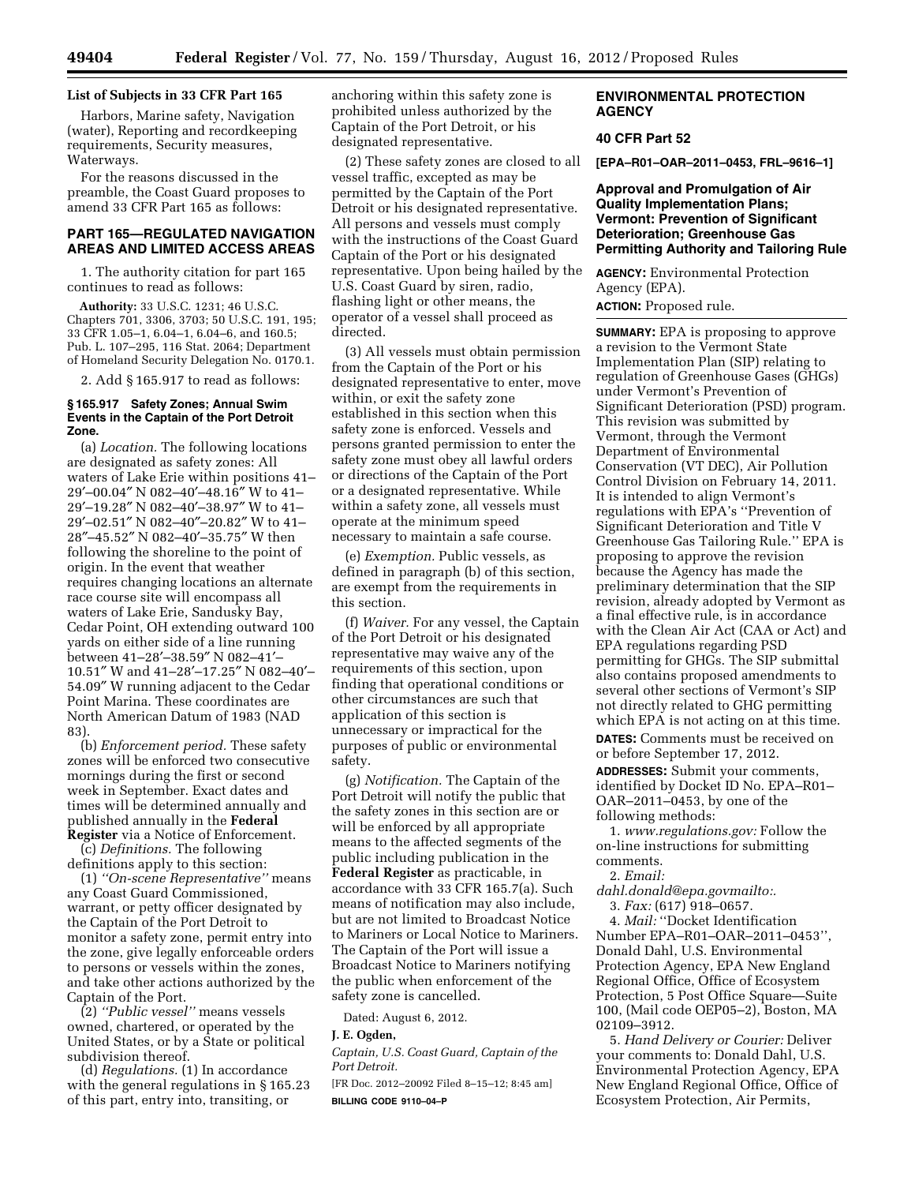**List of Subjects in 33 CFR Part 165**

Harbors, Marine safety, Navigation (water), Reporting and recordkeeping requirements, Security measures, Waterways.

For the reasons discussed in the preamble, the Coast Guard proposes to amend 33 CFR Part 165 as follows:

## PART 165—REGULATED NAVIGATION AREAS AND LIMITED ACCESS AREAS

1. The authority citation for part 165 continues to read as follows:

**Authority:** 33 U.S.C. 1231; 46 U.S.C. Chapters 701, 3306, 3703; 50 U.S.C. 191, 195; 33 CFR 1.05–1, 6.04–1, 6.04–6, and 160.5; Pub. L. 107–295, 116 Stat. 2064; Department of Homeland Security Delegation No. 0170.1.

2. Add § 165.917 to read as follows:

**§ 165.917 Safety Zones; Annual Swim Events in the Captain of the Port Detroit Zone.**

(a) *Location.* The following locations are designated as safety zones: All waters of Lake Erie within positions 41–29′–00.04″ N 082–40′–48.16″ W to 41–29′–19.28″ N 082–40′–38.97″ W to 41–29′–02.51″ N 082–40″–20.82″ W to 41–28″–45.52″ N 082–40′–35.75″ W then following the shoreline to the point of origin. In the event that weather requires changing locations an alternate race course site will encompass all waters of Lake Erie, Sandusky Bay, Cedar Point, OH extending outward 100 yards on either side of a line running between 41–28′–38.59″ N 082–41′–10.51″ W and 41–28′–17.25″ N 082–40′–54.09″ W running adjacent to the Cedar Point Marina. These coordinates are North American Datum of 1983 (NAD 83).

(b) *Enforcement period.* These safety zones will be enforced two consecutive mornings during the first or second week in September. Exact dates and times will be determined annually and published annually in the **Federal Register** via a Notice of Enforcement.

(c) *Definitions.* The following definitions apply to this section:

(1) *''On-scene Representative''* means any Coast Guard Commissioned, warrant, or petty officer designated by the Captain of the Port Detroit to monitor a safety zone, permit entry into the zone, give legally enforceable orders to persons or vessels within the zones, and take other actions authorized by the Captain of the Port.

(2) *''Public vessel''* means vessels owned, chartered, or operated by the United States, or by a State or political subdivision thereof.

(d) *Regulations.* (1) In accordance with the general regulations in § 165.23 of this part, entry into, transiting, or anchoring within this safety zone is prohibited unless authorized by the Captain of the Port Detroit, or his designated representative.

(2) These safety zones are closed to all vessel traffic, excepted as may be permitted by the Captain of the Port Detroit or his designated representative. All persons and vessels must comply with the instructions of the Coast Guard Captain of the Port or his designated representative. Upon being hailed by the U.S. Coast Guard by siren, radio, flashing light or other means, the operator of a vessel shall proceed as directed.

(3) All vessels must obtain permission from the Captain of the Port or his designated representative to enter, move within, or exit the safety zone established in this section when this safety zone is enforced. Vessels and persons granted permission to enter the safety zone must obey all lawful orders or directions of the Captain of the Port or a designated representative. While within a safety zone, all vessels must operate at the minimum speed necessary to maintain a safe course.

(e) *Exemption.* Public vessels, as defined in paragraph (b) of this section, are exempt from the requirements in this section.

(f) *Waiver.* For any vessel, the Captain of the Port Detroit or his designated representative may waive any of the requirements of this section, upon finding that operational conditions or other circumstances are such that application of this section is unnecessary or impractical for the purposes of public or environmental safety.

(g) *Notification.* The Captain of the Port Detroit will notify the public that the safety zones in this section are or will be enforced by all appropriate means to the affected segments of the public including publication in the **Federal Register** as practicable, in accordance with 33 CFR 165.7(a). Such means of notification may also include, but are not limited to Broadcast Notice to Mariners or Local Notice to Mariners. The Captain of the Port will issue a Broadcast Notice to Mariners notifying the public when enforcement of the safety zone is cancelled.

Dated: August 6, 2012.

**J. E. Ogden,**

*Captain, U.S. Coast Guard, Captain of the Port Detroit.*

[FR Doc. 2012–20092 Filed 8–15–12; 8:45 am]

**BILLING CODE 9110–04–P**

## ENVIRONMENTAL PROTECTION AGENCY

### 40 CFR Part 52

**[EPA–R01–OAR–2011–0453, FRL–9616–1]**

### Approval and Promulgation of Air Quality Implementation Plans; Vermont: Prevention of Significant Deterioration; Greenhouse Gas Permitting Authority and Tailoring Rule

**AGENCY:** Environmental Protection Agency (EPA).

**ACTION:** Proposed rule.

**SUMMARY:** EPA is proposing to approve a revision to the Vermont State Implementation Plan (SIP) relating to regulation of Greenhouse Gases (GHGs) under Vermont's Prevention of Significant Deterioration (PSD) program. This revision was submitted by Vermont, through the Vermont Department of Environmental Conservation (VT DEC), Air Pollution Control Division on February 14, 2011. It is intended to align Vermont's regulations with EPA's ''Prevention of Significant Deterioration and Title V Greenhouse Gas Tailoring Rule.'' EPA is proposing to approve the revision because the Agency has made the preliminary determination that the SIP revision, already adopted by Vermont as a final effective rule, is in accordance with the Clean Air Act (CAA or Act) and EPA regulations regarding PSD permitting for GHGs. The SIP submittal also contains proposed amendments to several other sections of Vermont's SIP not directly related to GHG permitting which EPA is not acting on at this time.

**DATES:** Comments must be received on or before September 17, 2012.

**ADDRESSES:** Submit your comments, identified by Docket ID No. EPA–R01–OAR–2011–0453, by one of the following methods:

1. *www.regulations.gov:* Follow the on-line instructions for submitting comments.

2. *Email: dahl.donald@epa.govmailto:.*

3. *Fax:* (617) 918–0657.

4. *Mail:* ''Docket Identification Number EPA–R01–OAR–2011–0453'', Donald Dahl, U.S. Environmental Protection Agency, EPA New England Regional Office, Office of Ecosystem Protection, 5 Post Office Square—Suite 100, (Mail code OEP05–2), Boston, MA 02109–3912.

5. *Hand Delivery or Courier:* Deliver your comments to: Donald Dahl, U.S. Environmental Protection Agency, EPA New England Regional Office, Office of Ecosystem Protection, Air Permits,